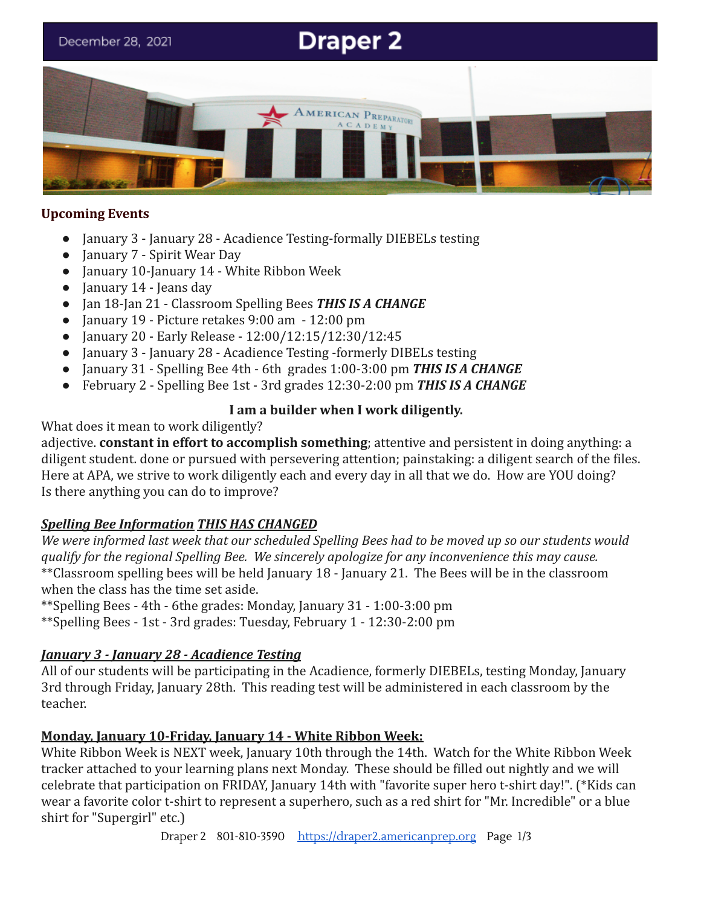December 28, 2021

# Draper 2

## Upcoming Events

- January 3 - January 28 - Acadience Testing-formally DIEBELs testing
- January 7 - Spirit Wear Day
- January 10-January 14 - White Ribbon Week
- January 14 - Jeans day
- Jan 18-Jan 21 - Classroom Spelling Bees ***THIS IS A CHANGE***
- January 19 - Picture retakes 9:00 am - 12:00 pm
- January 20 - Early Release - 12:00/12:15/12:30/12:45
- January 3 - January 28 - Acadience Testing -formerly DIBELs testing
- January 31 - Spelling Bee 4th - 6th grades 1:00-3:00 pm ***THIS IS A CHANGE***
- February 2 - Spelling Bee 1st - 3rd grades 12:30-2:00 pm ***THIS IS A CHANGE***

**I am a builder when I work diligently.**

What does it mean to work diligently?
adjective. **constant in effort to accomplish something**; attentive and persistent in doing anything: a diligent student. done or pursued with persevering attention; painstaking: a diligent search of the files. Here at APA, we strive to work diligently each and every day in all that we do. How are YOU doing? Is there anything you can do to improve?

***Spelling Bee Information THIS HAS CHANGED***

*We were informed last week that our scheduled Spelling Bees had to be moved up so our students would qualify for the regional Spelling Bee. We sincerely apologize for any inconvenience this may cause.*
**Classroom spelling bees will be held January 18 - January 21. The Bees will be in the classroom when the class has the time set aside.
**Spelling Bees - 4th - 6the grades: Monday, January 31 - 1:00-3:00 pm
**Spelling Bees - 1st - 3rd grades: Tuesday, February 1 - 12:30-2:00 pm

***January 3 - January 28 - Acadience Testing***

All of our students will be participating in the Acadience, formerly DIEBELs, testing Monday, January 3rd through Friday, January 28th. This reading test will be administered in each classroom by the teacher.

**Monday, January 10-Friday, January 14 - White Ribbon Week:**

White Ribbon Week is NEXT week, January 10th through the 14th. Watch for the White Ribbon Week tracker attached to your learning plans next Monday. These should be filled out nightly and we will celebrate that participation on FRIDAY, January 14th with "favorite super hero t-shirt day!". (*Kids can wear a favorite color t-shirt to represent a superhero, such as a red shirt for "Mr. Incredible" or a blue shirt for "Supergirl" etc.)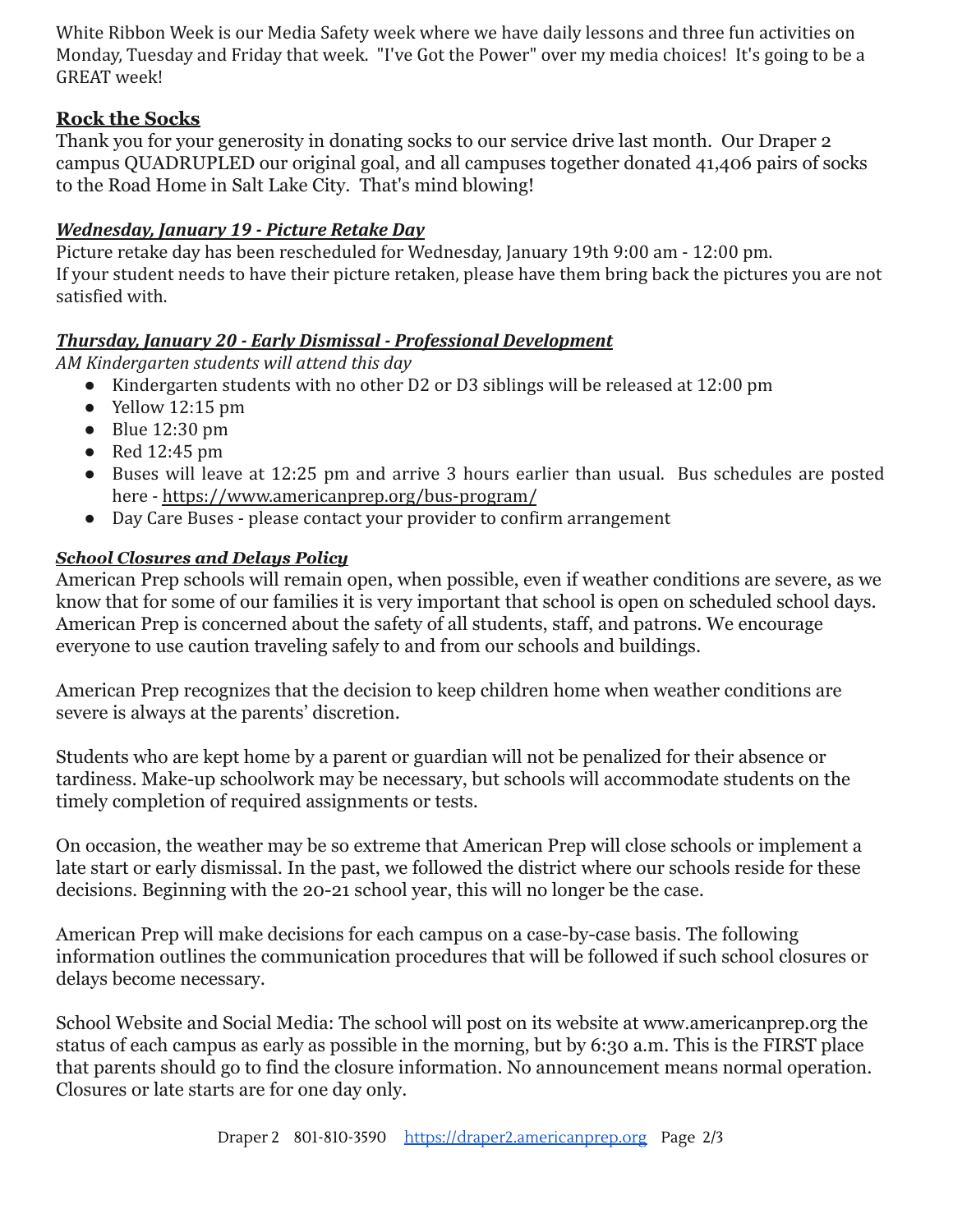White Ribbon Week is our Media Safety week where we have daily lessons and three fun activities on Monday, Tuesday and Friday that week. "I've Got the Power" over my media choices! It's going to be a GREAT week!

## Rock the Socks

Thank you for your generosity in donating socks to our service drive last month. Our Draper 2 campus QUADRUPLED our original goal, and all campuses together donated 41,406 pairs of socks to the Road Home in Salt Lake City. That's mind blowing!

## *Wednesday, January 19 - Picture Retake Day*

Picture retake day has been rescheduled for Wednesday, January 19th 9:00 am - 12:00 pm.
If your student needs to have their picture retaken, please have them bring back the pictures you are not satisfied with.

## *Thursday, January 20 - Early Dismissal - Professional Development*

*AM Kindergarten students will attend this day*

- Kindergarten students with no other D2 or D3 siblings will be released at 12:00 pm
- Yellow 12:15 pm
- Blue 12:30 pm
- Red 12:45 pm
- Buses will leave at 12:25 pm and arrive 3 hours earlier than usual. Bus schedules are posted here - https://www.americanprep.org/bus-program/
- Day Care Buses - please contact your provider to confirm arrangement

## *School Closures and Delays Policy*

American Prep schools will remain open, when possible, even if weather conditions are severe, as we know that for some of our families it is very important that school is open on scheduled school days. American Prep is concerned about the safety of all students, staff, and patrons. We encourage everyone to use caution traveling safely to and from our schools and buildings.

American Prep recognizes that the decision to keep children home when weather conditions are severe is always at the parents' discretion.

Students who are kept home by a parent or guardian will not be penalized for their absence or tardiness. Make-up schoolwork may be necessary, but schools will accommodate students on the timely completion of required assignments or tests.

On occasion, the weather may be so extreme that American Prep will close schools or implement a late start or early dismissal. In the past, we followed the district where our schools reside for these decisions. Beginning with the 20-21 school year, this will no longer be the case.

American Prep will make decisions for each campus on a case-by-case basis. The following information outlines the communication procedures that will be followed if such school closures or delays become necessary.

School Website and Social Media: The school will post on its website at www.americanprep.org the status of each campus as early as possible in the morning, but by 6:30 a.m. This is the FIRST place that parents should go to find the closure information. No announcement means normal operation. Closures or late starts are for one day only.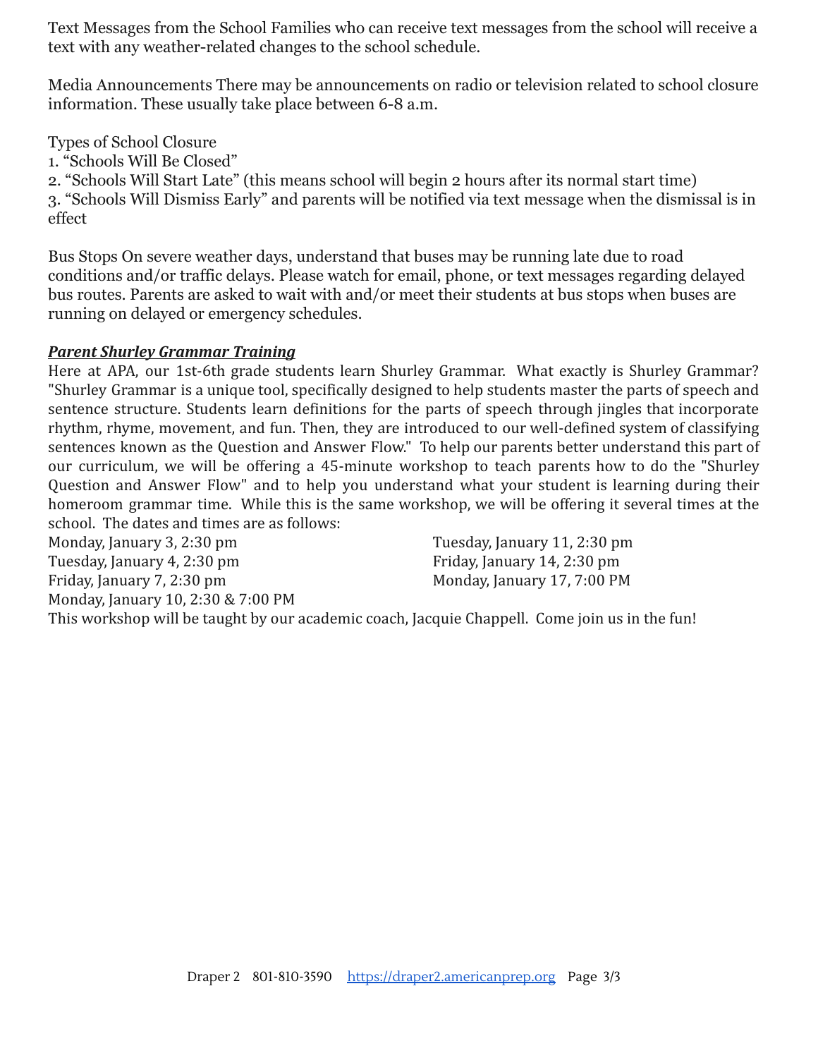Text Messages from the School Families who can receive text messages from the school will receive a text with any weather-related changes to the school schedule.

Media Announcements There may be announcements on radio or television related to school closure information. These usually take place between 6-8 a.m.

Types of School Closure

1. "Schools Will Be Closed"
2. "Schools Will Start Late" (this means school will begin 2 hours after its normal start time)
3. "Schools Will Dismiss Early" and parents will be notified via text message when the dismissal is in effect

Bus Stops On severe weather days, understand that buses may be running late due to road conditions and/or traffic delays. Please watch for email, phone, or text messages regarding delayed bus routes. Parents are asked to wait with and/or meet their students at bus stops when buses are running on delayed or emergency schedules.

***Parent Shurley Grammar Training***

Here at APA, our 1st-6th grade students learn Shurley Grammar. What exactly is Shurley Grammar? "Shurley Grammar is a unique tool, specifically designed to help students master the parts of speech and sentence structure. Students learn definitions for the parts of speech through jingles that incorporate rhythm, rhyme, movement, and fun. Then, they are introduced to our well-defined system of classifying sentences known as the Question and Answer Flow." To help our parents better understand this part of our curriculum, we will be offering a 45-minute workshop to teach parents how to do the "Shurley Question and Answer Flow" and to help you understand what your student is learning during their homeroom grammar time. While this is the same workshop, we will be offering it several times at the school. The dates and times are as follows:

Monday, January 3, 2:30 pm
Tuesday, January 4, 2:30 pm
Friday, January 7, 2:30 pm
Monday, January 10, 2:30 & 7:00 PM
Tuesday, January 11, 2:30 pm
Friday, January 14, 2:30 pm
Monday, January 17, 7:00 PM

This workshop will be taught by our academic coach, Jacquie Chappell. Come join us in the fun!

Draper 2 801-810-3590 https://draper2.americanprep.org